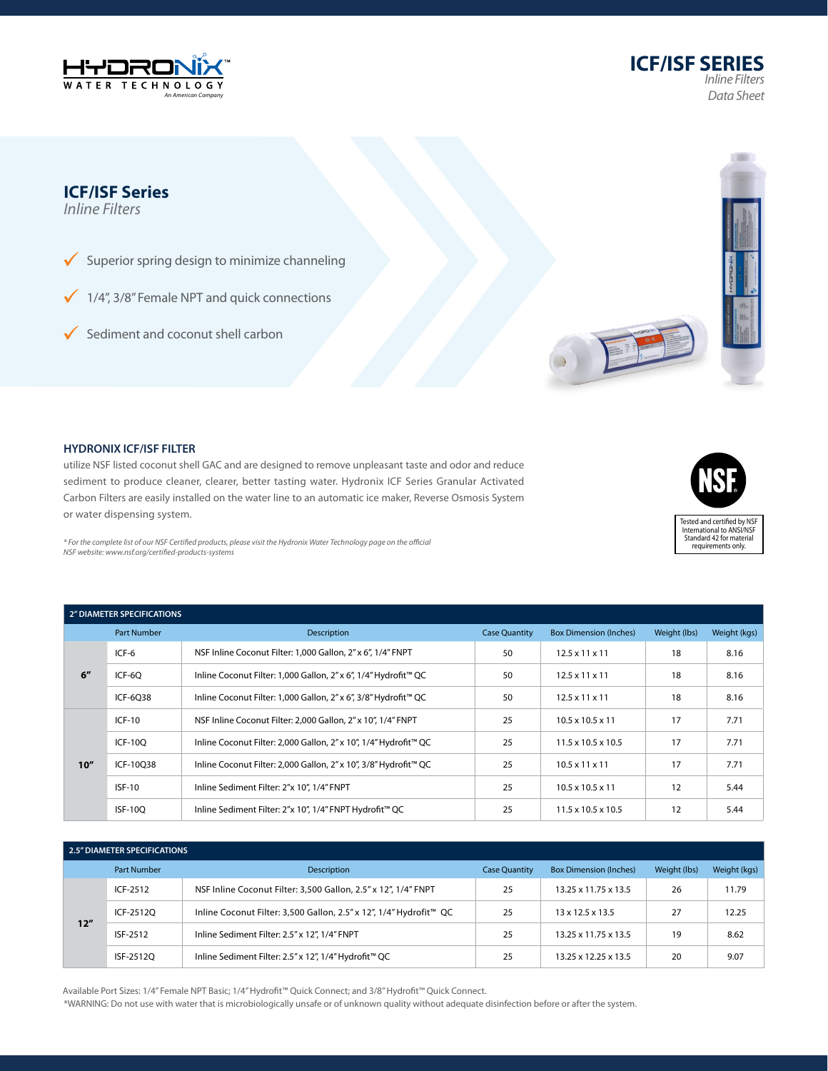# ICF/ISF SERIES

*Inline Filters*
*Data Sheet*

## ICF/ISF Series

*Inline Filters*

- ✓ Superior spring design to minimize channeling
- ✓ 1/4", 3/8" Female NPT and quick connections
- ✓ Sediment and coconut shell carbon

### HYDRONIX ICF/ISF FILTER

utilize NSF listed coconut shell GAC and are designed to remove unpleasant taste and odor and reduce sediment to produce cleaner, clearer, better tasting water. Hydronix ICF Series Granular Activated Carbon Filters are easily installed on the water line to an automatic ice maker, Reverse Osmosis System or water dispensing system.

*\* For the complete list of our NSF Certified products, please visit the Hydronix Water Technology page on the official NSF website: www.nsf.org/certified-products-systems*

NSF

Tested and certified by NSF International to ANSI/NSF Standard 42 for material requirements only.

| 2" DIAMETER SPECIFICATIONS | | | | | | |
|---|---|---|---|---|---|---|
| | Part Number | Description | Case Quantity | Box Dimension (Inches) | Weight (lbs) | Weight (kgs) |
| 6" | ICF-6 | NSF Inline Coconut Filter: 1,000 Gallon, 2" x 6", 1/4" FNPT | 50 | 12.5 x 11 x 11 | 18 | 8.16 |
| | ICF-6Q | Inline Coconut Filter: 1,000 Gallon, 2" x 6", 1/4" Hydrofit™ QC | 50 | 12.5 x 11 x 11 | 18 | 8.16 |
| | ICF-6Q38 | Inline Coconut Filter: 1,000 Gallon, 2" x 6", 3/8" Hydrofit™ QC | 50 | 12.5 x 11 x 11 | 18 | 8.16 |
| 10" | ICF-10 | NSF Inline Coconut Filter: 2,000 Gallon, 2" x 10", 1/4" FNPT | 25 | 10.5 x 10.5 x 11 | 17 | 7.71 |
| | ICF-10Q | Inline Coconut Filter: 2,000 Gallon, 2" x 10", 1/4" Hydrofit™ QC | 25 | 11.5 x 10.5 x 10.5 | 17 | 7.71 |
| | ICF-10Q38 | Inline Coconut Filter: 2,000 Gallon, 2" x 10", 3/8" Hydrofit™ QC | 25 | 10.5 x 11 x 11 | 17 | 7.71 |
| | ISF-10 | Inline Sediment Filter: 2"x 10", 1/4" FNPT | 25 | 10.5 x 10.5 x 11 | 12 | 5.44 |
| | ISF-10Q | Inline Sediment Filter: 2"x 10", 1/4" FNPT Hydrofit™ QC | 25 | 11.5 x 10.5 x 10.5 | 12 | 5.44 |

| 2.5" DIAMETER SPECIFICATIONS | | | | | | |
|---|---|---|---|---|---|---|
| | Part Number | Description | Case Quantity | Box Dimension (Inches) | Weight (lbs) | Weight (kgs) |
| 12" | ICF-2512 | NSF Inline Coconut Filter: 3,500 Gallon, 2.5" x 12", 1/4" FNPT | 25 | 13.25 x 11.75 x 13.5 | 26 | 11.79 |
| | ICF-2512Q | Inline Coconut Filter: 3,500 Gallon, 2.5" x 12", 1/4" Hydrofit™ QC | 25 | 13 x 12.5 x 13.5 | 27 | 12.25 |
| | ISF-2512 | Inline Sediment Filter: 2.5" x 12", 1/4" FNPT | 25 | 13.25 x 11.75 x 13.5 | 19 | 8.62 |
| | ISF-2512Q | Inline Sediment Filter: 2.5" x 12", 1/4" Hydrofit™ QC | 25 | 13.25 x 12.25 x 13.5 | 20 | 9.07 |

Available Port Sizes: 1/4" Female NPT Basic; 1/4" Hydrofit™ Quick Connect; and 3/8" Hydrofit™ Quick Connect.

*WARNING: Do not use with water that is microbiologically unsafe or of unknown quality without adequate disinfection before or after the system.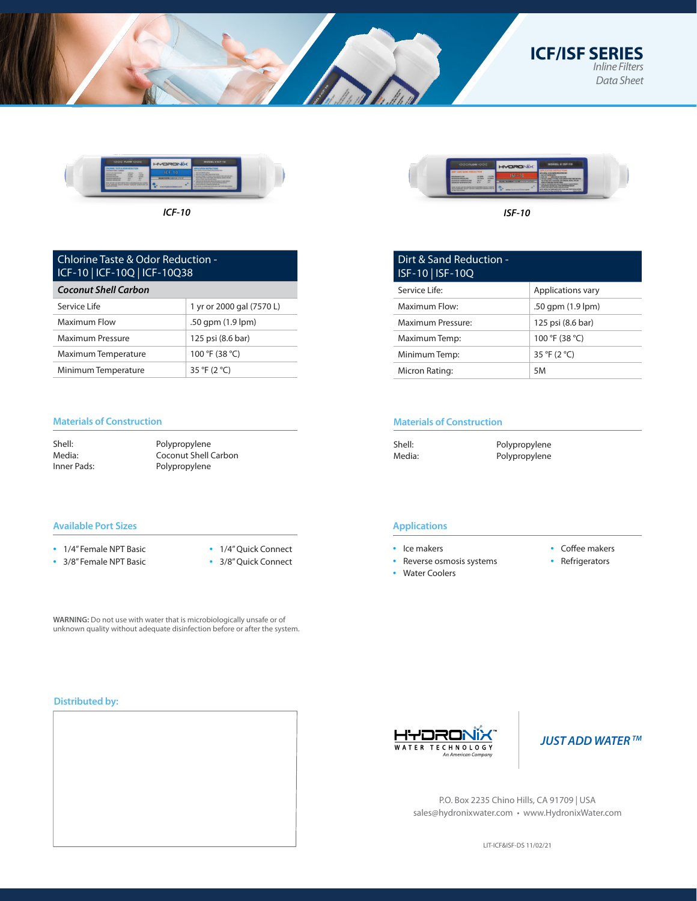# ICF/ISF SERIES

*Inline Filters*
*Data Sheet*

*ICF-10*

*ISF-10*

| Chlorine Taste & Odor Reduction - ICF-10 \| ICF-10Q \| ICF-10Q38 | |
|---|---|
| ***Coconut Shell Carbon*** | |
| Service Life | 1 yr or 2000 gal (7570 L) |
| Maximum Flow | .50 gpm (1.9 lpm) |
| Maximum Pressure | 125 psi (8.6 bar) |
| Maximum Temperature | 100 °F (38 °C) |
| Minimum Temperature | 35 °F (2 °C) |

### Materials of Construction

| | |
|---|---|
| Shell: | Polypropylene |
| Media: | Coconut Shell Carbon |
| Inner Pads: | Polypropylene |

### Available Port Sizes

- 1/4" Female NPT Basic
- 3/8" Female NPT Basic
- 1/4" Quick Connect
- 3/8" Quick Connect

**WARNING:** Do not use with water that is microbiologically unsafe or of unknown quality without adequate disinfection before or after the system.

| Dirt & Sand Reduction - ISF-10 \| ISF-10Q | |
|---|---|
| Service Life: | Applications vary |
| Maximum Flow: | .50 gpm (1.9 lpm) |
| Maximum Pressure: | 125 psi (8.6 bar) |
| Maximum Temp: | 100 °F (38 °C) |
| Minimum Temp: | 35 °F (2 °C) |
| Micron Rating: | 5M |

### Materials of Construction

| | |
|---|---|
| Shell: | Polypropylene |
| Media: | Polypropylene |

### Applications

- Ice makers
- Reverse osmosis systems
- Water Coolers
- Coffee makers
- Refrigerators

### Distributed by:

HYDRONIX™ WATER TECHNOLOGY
*An American Company*

***JUST ADD WATER™***

P.O. Box 2235 Chino Hills, CA 91709 | USA
sales@hydronixwater.com • www.HydronixWater.com

LIT-ICF&ISF-DS 11/02/21